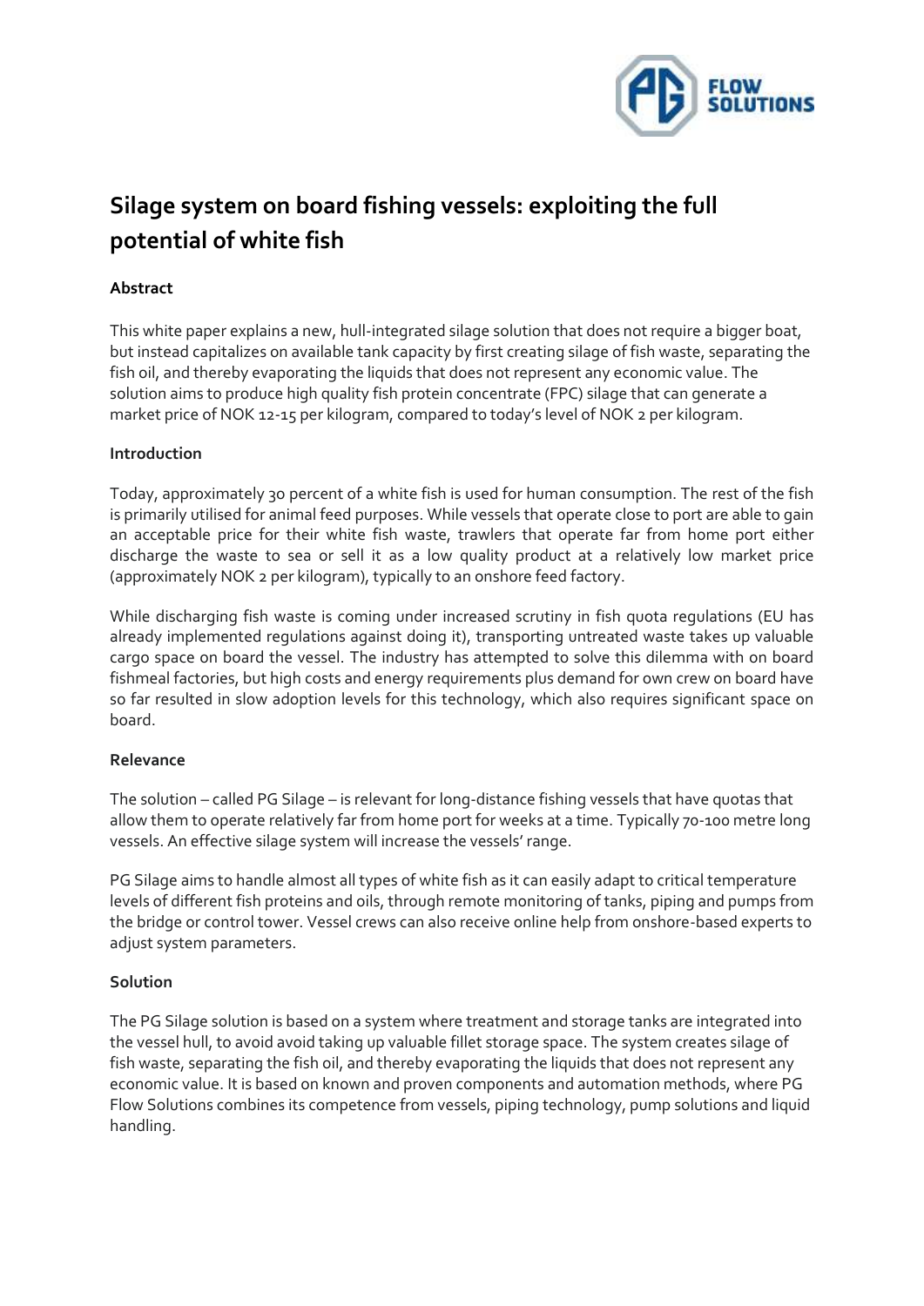# Silage system on board fishing vessels: exploiting the full potential of white fish

**Abstract**

This white paper explains a new, hull-integrated silage solution that does not require a bigger boat, but instead capitalizes on available tank capacity by first creating silage of fish waste, separating the fish oil, and thereby evaporating the liquids that does not represent any economic value. The solution aims to produce high quality fish protein concentrate (FPC) silage that can generate a market price of NOK 12-15 per kilogram, compared to today's level of NOK 2 per kilogram.

**Introduction**

Today, approximately 30 percent of a white fish is used for human consumption. The rest of the fish is primarily utilised for animal feed purposes. While vessels that operate close to port are able to gain an acceptable price for their white fish waste, trawlers that operate far from home port either discharge the waste to sea or sell it as a low quality product at a relatively low market price (approximately NOK 2 per kilogram), typically to an onshore feed factory.

While discharging fish waste is coming under increased scrutiny in fish quota regulations (EU has already implemented regulations against doing it), transporting untreated waste takes up valuable cargo space on board the vessel. The industry has attempted to solve this dilemma with on board fishmeal factories, but high costs and energy requirements plus demand for own crew on board have so far resulted in slow adoption levels for this technology, which also requires significant space on board.

**Relevance**

The solution – called PG Silage – is relevant for long-distance fishing vessels that have quotas that allow them to operate relatively far from home port for weeks at a time. Typically 70-100 metre long vessels. An effective silage system will increase the vessels' range.

PG Silage aims to handle almost all types of white fish as it can easily adapt to critical temperature levels of different fish proteins and oils, through remote monitoring of tanks, piping and pumps from the bridge or control tower. Vessel crews can also receive online help from onshore-based experts to adjust system parameters.

**Solution**

The PG Silage solution is based on a system where treatment and storage tanks are integrated into the vessel hull, to avoid avoid taking up valuable fillet storage space. The system creates silage of fish waste, separating the fish oil, and thereby evaporating the liquids that does not represent any economic value. It is based on known and proven components and automation methods, where PG Flow Solutions combines its competence from vessels, piping technology, pump solutions and liquid handling.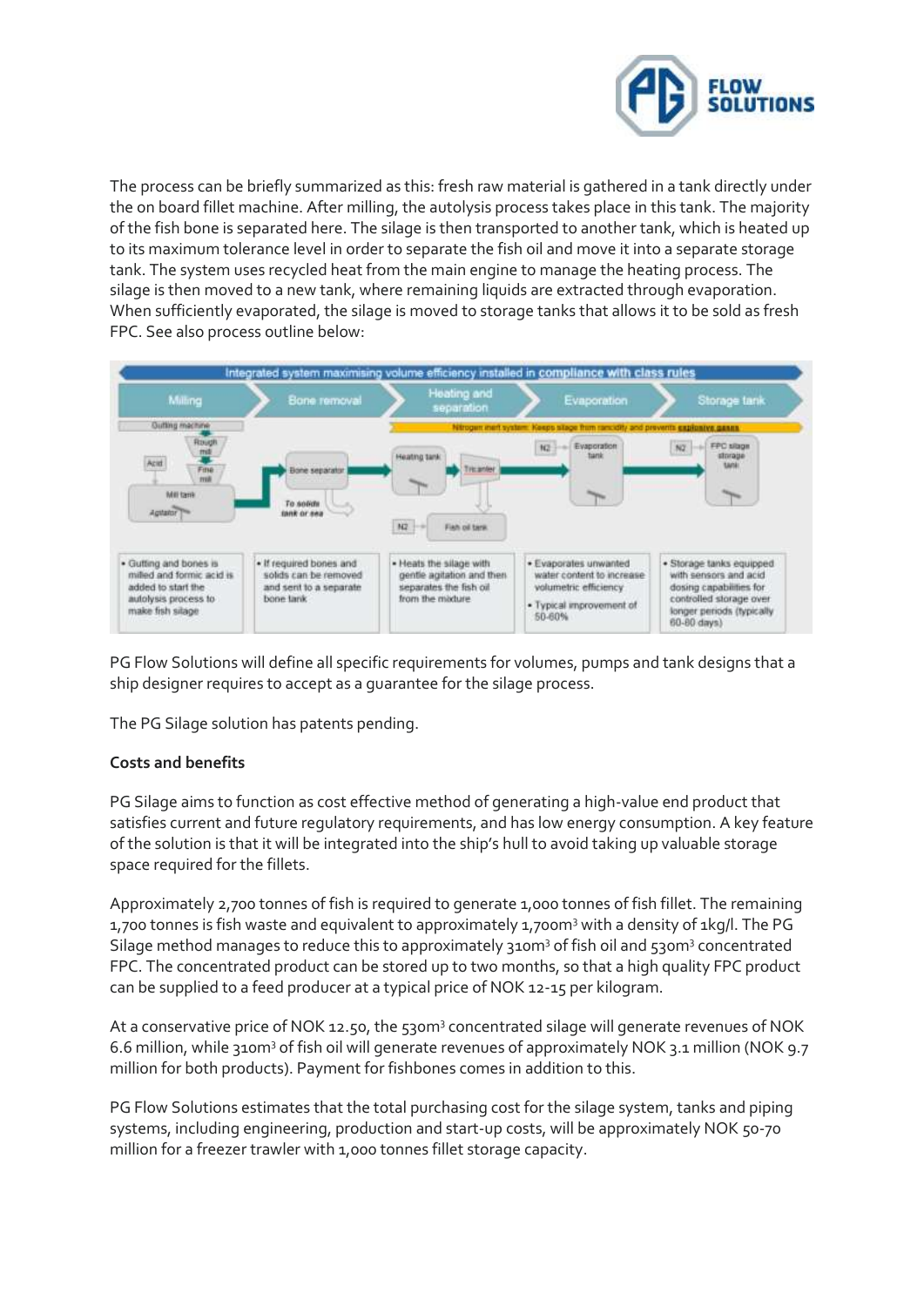The process can be briefly summarized as this: fresh raw material is gathered in a tank directly under the on board fillet machine. After milling, the autolysis process takes place in this tank. The majority of the fish bone is separated here. The silage is then transported to another tank, which is heated up to its maximum tolerance level in order to separate the fish oil and move it into a separate storage tank. The system uses recycled heat from the main engine to manage the heating process. The silage is then moved to a new tank, where remaining liquids are extracted through evaporation. When sufficiently evaporated, the silage is moved to storage tanks that allows it to be sold as fresh FPC. See also process outline below:

Integrated system maximising volume efficiency installed in compliance with class rules

Nitrogen inert system: Keeps silage from rancidity and prevents explosive gases

| Milling | Bone removal | Heating and separation | Evaporation | Storage tank |
|---|---|---|---|---|
| Gutting machine, Rough mill, Fine mill, Acid, Mill tank, Agitator | Bone separator, To solids tank or sea | Heating tank, Tricanter, N2, Fish oil tank | N2, Evaporation tank | N2, FPC silage storage tank |
| • Gutting and bones is milled and formic acid is added to start the autolysis process to make fish silage | • If required bones and solids can be removed and sent to a separate bone tank | • Heats the silage with gentle agitation and then separates the fish oil from the mixture | • Evaporates unwanted water content to increase volumetric efficiency<br>• Typical improvement of 50-60% | • Storage tanks equipped with sensors and acid dosing capabilities for controlled storage over longer periods (typically 60-80 days) |

PG Flow Solutions will define all specific requirements for volumes, pumps and tank designs that a ship designer requires to accept as a guarantee for the silage process.

The PG Silage solution has patents pending.

**Costs and benefits**

PG Silage aims to function as cost effective method of generating a high-value end product that satisfies current and future regulatory requirements, and has low energy consumption. A key feature of the solution is that it will be integrated into the ship's hull to avoid taking up valuable storage space required for the fillets.

Approximately 2,700 tonnes of fish is required to generate 1,000 tonnes of fish fillet. The remaining 1,700 tonnes is fish waste and equivalent to approximately 1,700m³ with a density of 1kg/l. The PG Silage method manages to reduce this to approximately 310m³ of fish oil and 530m³ concentrated FPC. The concentrated product can be stored up to two months, so that a high quality FPC product can be supplied to a feed producer at a typical price of NOK 12-15 per kilogram.

At a conservative price of NOK 12.50, the 530m³ concentrated silage will generate revenues of NOK 6.6 million, while 310m³ of fish oil will generate revenues of approximately NOK 3.1 million (NOK 9.7 million for both products). Payment for fishbones comes in addition to this.

PG Flow Solutions estimates that the total purchasing cost for the silage system, tanks and piping systems, including engineering, production and start-up costs, will be approximately NOK 50-70 million for a freezer trawler with 1,000 tonnes fillet storage capacity.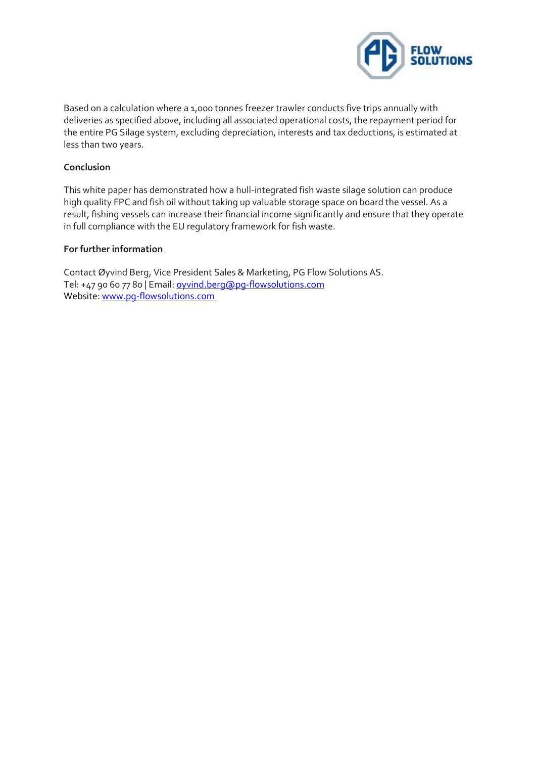Based on a calculation where a 1,000 tonnes freezer trawler conducts five trips annually with deliveries as specified above, including all associated operational costs, the repayment period for the entire PG Silage system, excluding depreciation, interests and tax deductions, is estimated at less than two years.

**Conclusion**

This white paper has demonstrated how a hull-integrated fish waste silage solution can produce high quality FPC and fish oil without taking up valuable storage space on board the vessel. As a result, fishing vessels can increase their financial income significantly and ensure that they operate in full compliance with the EU regulatory framework for fish waste.

**For further information**

Contact Øyvind Berg, Vice President Sales & Marketing, PG Flow Solutions AS.
Tel: +47 90 60 77 80 | Email: oyvind.berg@pg-flowsolutions.com
Website: www.pg-flowsolutions.com